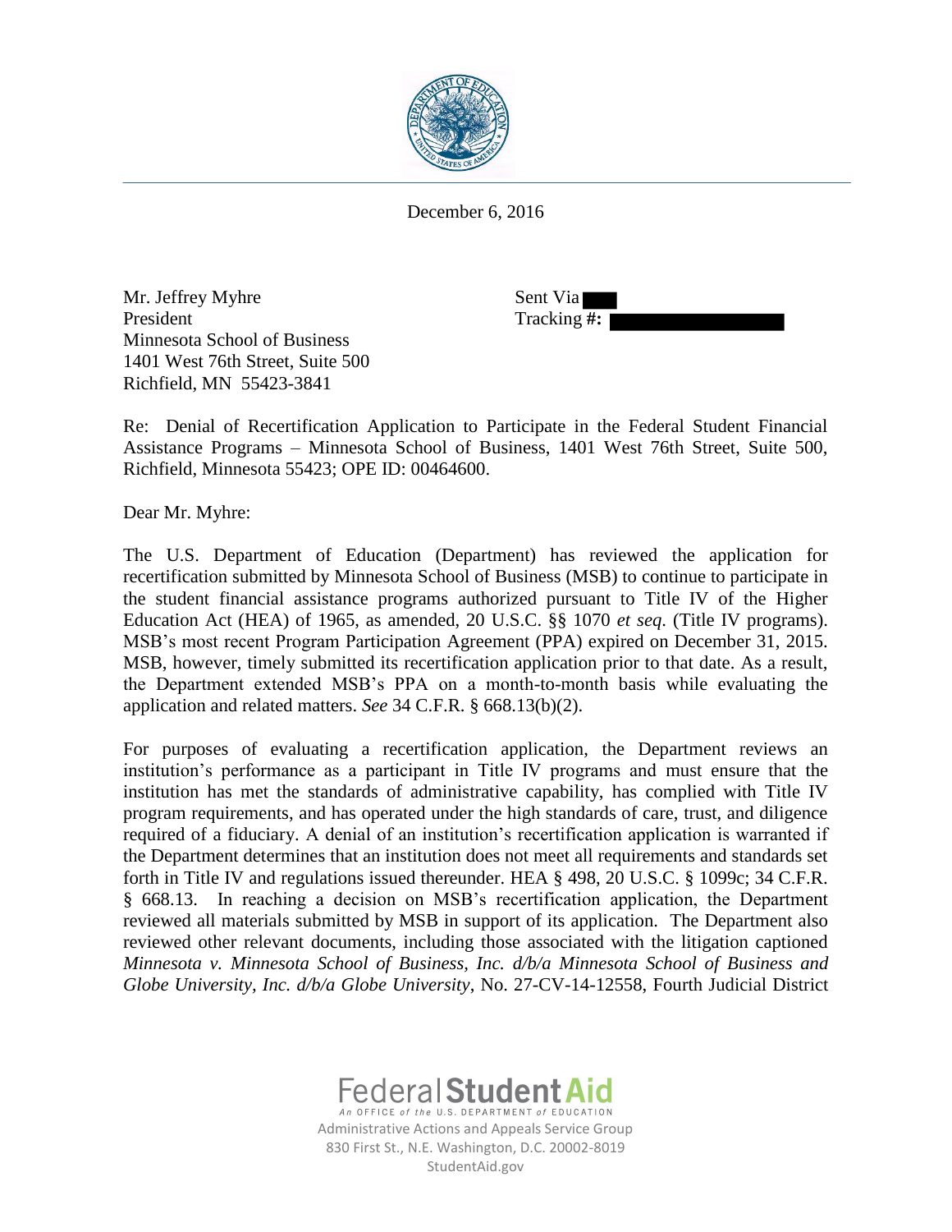December 6, 2016

Mr. Jeffrey Myhre
President
Minnesota School of Business
1401 West 76th Street, Suite 500
Richfield, MN 55423-3841

Sent Via
Tracking #:

Re: Denial of Recertification Application to Participate in the Federal Student Financial Assistance Programs – Minnesota School of Business, 1401 West 76th Street, Suite 500, Richfield, Minnesota 55423; OPE ID: 00464600.

Dear Mr. Myhre:

The U.S. Department of Education (Department) has reviewed the application for recertification submitted by Minnesota School of Business (MSB) to continue to participate in the student financial assistance programs authorized pursuant to Title IV of the Higher Education Act (HEA) of 1965, as amended, 20 U.S.C. §§ 1070 *et seq*. (Title IV programs). MSB's most recent Program Participation Agreement (PPA) expired on December 31, 2015. MSB, however, timely submitted its recertification application prior to that date. As a result, the Department extended MSB's PPA on a month-to-month basis while evaluating the application and related matters. *See* 34 C.F.R. § 668.13(b)(2).

For purposes of evaluating a recertification application, the Department reviews an institution's performance as a participant in Title IV programs and must ensure that the institution has met the standards of administrative capability, has complied with Title IV program requirements, and has operated under the high standards of care, trust, and diligence required of a fiduciary. A denial of an institution's recertification application is warranted if the Department determines that an institution does not meet all requirements and standards set forth in Title IV and regulations issued thereunder. HEA § 498, 20 U.S.C. § 1099c; 34 C.F.R. § 668.13. In reaching a decision on MSB's recertification application, the Department reviewed all materials submitted by MSB in support of its application. The Department also reviewed other relevant documents, including those associated with the litigation captioned *Minnesota v. Minnesota School of Business, Inc. d/b/a Minnesota School of Business and Globe University, Inc. d/b/a Globe University*, No. 27-CV-14-12558, Fourth Judicial District

Federal Student Aid
An OFFICE of the U.S. DEPARTMENT of EDUCATION
Administrative Actions and Appeals Service Group
830 First St., N.E. Washington, D.C. 20002-8019
StudentAid.gov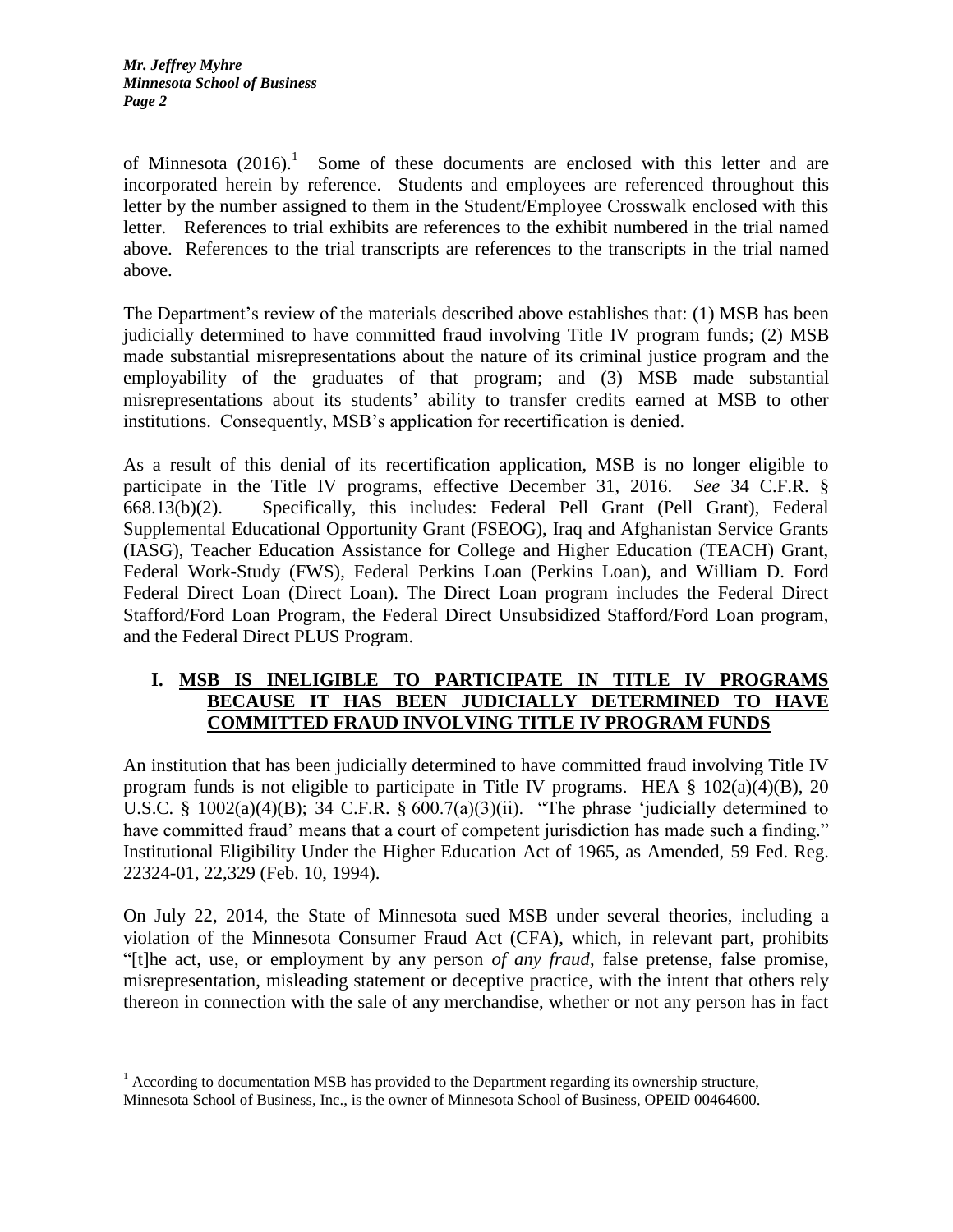of Minnesota (2016).[1] Some of these documents are enclosed with this letter and are incorporated herein by reference. Students and employees are referenced throughout this letter by the number assigned to them in the Student/Employee Crosswalk enclosed with this letter. References to trial exhibits are references to the exhibit numbered in the trial named above. References to the trial transcripts are references to the transcripts in the trial named above.

The Department's review of the materials described above establishes that: (1) MSB has been judicially determined to have committed fraud involving Title IV program funds; (2) MSB made substantial misrepresentations about the nature of its criminal justice program and the employability of the graduates of that program; and (3) MSB made substantial misrepresentations about its students' ability to transfer credits earned at MSB to other institutions. Consequently, MSB's application for recertification is denied.

As a result of this denial of its recertification application, MSB is no longer eligible to participate in the Title IV programs, effective December 31, 2016. *See* 34 C.F.R. § 668.13(b)(2). Specifically, this includes: Federal Pell Grant (Pell Grant), Federal Supplemental Educational Opportunity Grant (FSEOG), Iraq and Afghanistan Service Grants (IASG), Teacher Education Assistance for College and Higher Education (TEACH) Grant, Federal Work-Study (FWS), Federal Perkins Loan (Perkins Loan), and William D. Ford Federal Direct Loan (Direct Loan). The Direct Loan program includes the Federal Direct Stafford/Ford Loan Program, the Federal Direct Unsubsidized Stafford/Ford Loan program, and the Federal Direct PLUS Program.

## I. MSB IS INELIGIBLE TO PARTICIPATE IN TITLE IV PROGRAMS BECAUSE IT HAS BEEN JUDICIALLY DETERMINED TO HAVE COMMITTED FRAUD INVOLVING TITLE IV PROGRAM FUNDS

An institution that has been judicially determined to have committed fraud involving Title IV program funds is not eligible to participate in Title IV programs. HEA § 102(a)(4)(B), 20 U.S.C. § 1002(a)(4)(B); 34 C.F.R. § 600.7(a)(3)(ii). "The phrase 'judicially determined to have committed fraud' means that a court of competent jurisdiction has made such a finding." Institutional Eligibility Under the Higher Education Act of 1965, as Amended, 59 Fed. Reg. 22324-01, 22,329 (Feb. 10, 1994).

On July 22, 2014, the State of Minnesota sued MSB under several theories, including a violation of the Minnesota Consumer Fraud Act (CFA), which, in relevant part, prohibits "[t]he act, use, or employment by any person *of any fraud*, false pretense, false promise, misrepresentation, misleading statement or deceptive practice, with the intent that others rely thereon in connection with the sale of any merchandise, whether or not any person has in fact

---

[1] According to documentation MSB has provided to the Department regarding its ownership structure, Minnesota School of Business, Inc., is the owner of Minnesota School of Business, OPEID 00464600.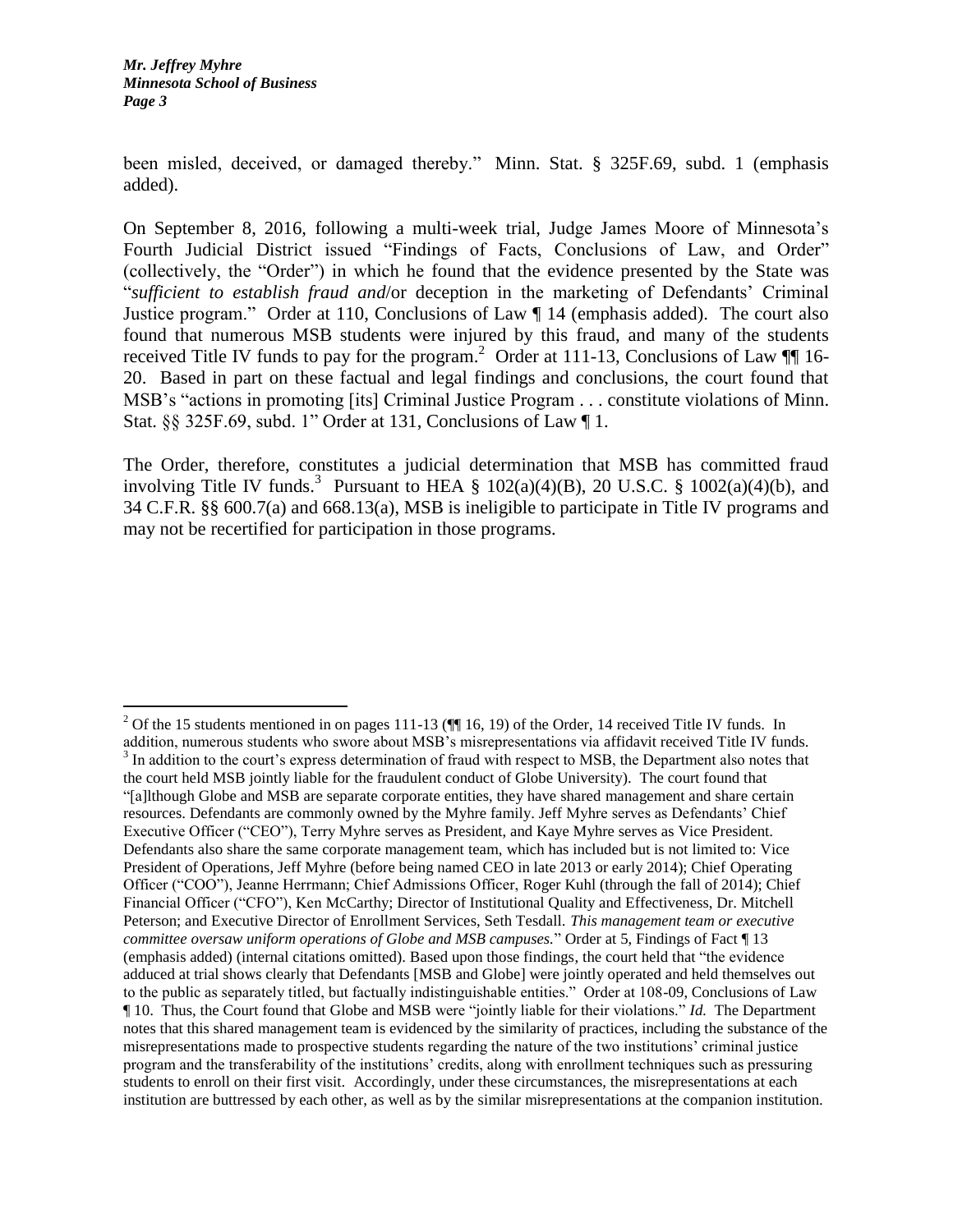been misled, deceived, or damaged thereby." Minn. Stat. § 325F.69, subd. 1 (emphasis added).

On September 8, 2016, following a multi-week trial, Judge James Moore of Minnesota's Fourth Judicial District issued "Findings of Facts, Conclusions of Law, and Order" (collectively, the "Order") in which he found that the evidence presented by the State was "*sufficient to establish fraud and*/or deception in the marketing of Defendants' Criminal Justice program." Order at 110, Conclusions of Law ¶ 14 (emphasis added). The court also found that numerous MSB students were injured by this fraud, and many of the students received Title IV funds to pay for the program.[2] Order at 111-13, Conclusions of Law ¶¶ 16-20. Based in part on these factual and legal findings and conclusions, the court found that MSB's "actions in promoting [its] Criminal Justice Program . . . constitute violations of Minn. Stat. §§ 325F.69, subd. 1" Order at 131, Conclusions of Law ¶ 1.

The Order, therefore, constitutes a judicial determination that MSB has committed fraud involving Title IV funds.[3] Pursuant to HEA § 102(a)(4)(B), 20 U.S.C. § 1002(a)(4)(b), and 34 C.F.R. §§ 600.7(a) and 668.13(a), MSB is ineligible to participate in Title IV programs and may not be recertified for participation in those programs.

---

[2] Of the 15 students mentioned in on pages 111-13 (¶¶ 16, 19) of the Order, 14 received Title IV funds. In addition, numerous students who swore about MSB's misrepresentations via affidavit received Title IV funds.

[3] In addition to the court's express determination of fraud with respect to MSB, the Department also notes that the court held MSB jointly liable for the fraudulent conduct of Globe University). The court found that "[a]lthough Globe and MSB are separate corporate entities, they have shared management and share certain resources. Defendants are commonly owned by the Myhre family. Jeff Myhre serves as Defendants' Chief Executive Officer ("CEO"), Terry Myhre serves as President, and Kaye Myhre serves as Vice President. Defendants also share the same corporate management team, which has included but is not limited to: Vice President of Operations, Jeff Myhre (before being named CEO in late 2013 or early 2014); Chief Operating Officer ("COO"), Jeanne Herrmann; Chief Admissions Officer, Roger Kuhl (through the fall of 2014); Chief Financial Officer ("CFO"), Ken McCarthy; Director of Institutional Quality and Effectiveness, Dr. Mitchell Peterson; and Executive Director of Enrollment Services, Seth Tesdall. *This management team or executive committee oversaw uniform operations of Globe and MSB campuses.*" Order at 5, Findings of Fact ¶ 13 (emphasis added) (internal citations omitted). Based upon those findings, the court held that "the evidence adduced at trial shows clearly that Defendants [MSB and Globe] were jointly operated and held themselves out to the public as separately titled, but factually indistinguishable entities." Order at 108-09, Conclusions of Law ¶ 10. Thus, the Court found that Globe and MSB were "jointly liable for their violations." *Id.* The Department notes that this shared management team is evidenced by the similarity of practices, including the substance of the misrepresentations made to prospective students regarding the nature of the two institutions' criminal justice program and the transferability of the institutions' credits, along with enrollment techniques such as pressuring students to enroll on their first visit. Accordingly, under these circumstances, the misrepresentations at each institution are buttressed by each other, as well as by the similar misrepresentations at the companion institution.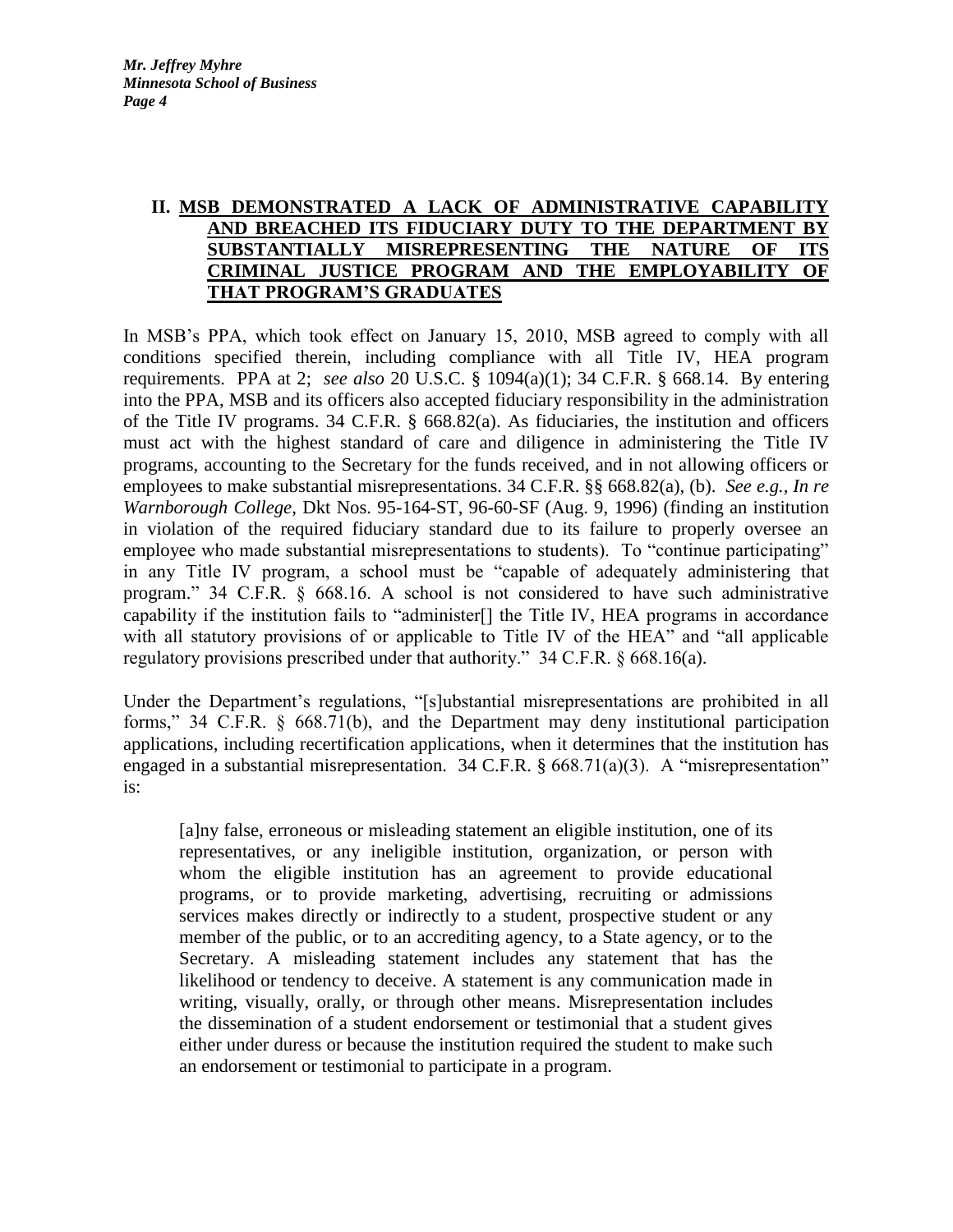## II. MSB DEMONSTRATED A LACK OF ADMINISTRATIVE CAPABILITY AND BREACHED ITS FIDUCIARY DUTY TO THE DEPARTMENT BY SUBSTANTIALLY MISREPRESENTING THE NATURE OF ITS CRIMINAL JUSTICE PROGRAM AND THE EMPLOYABILITY OF THAT PROGRAM'S GRADUATES

In MSB's PPA, which took effect on January 15, 2010, MSB agreed to comply with all conditions specified therein, including compliance with all Title IV, HEA program requirements. PPA at 2; *see also* 20 U.S.C. § 1094(a)(1); 34 C.F.R. § 668.14. By entering into the PPA, MSB and its officers also accepted fiduciary responsibility in the administration of the Title IV programs. 34 C.F.R. § 668.82(a). As fiduciaries, the institution and officers must act with the highest standard of care and diligence in administering the Title IV programs, accounting to the Secretary for the funds received, and in not allowing officers or employees to make substantial misrepresentations. 34 C.F.R. §§ 668.82(a), (b). *See e.g., In re Warnborough College*, Dkt Nos. 95-164-ST, 96-60-SF (Aug. 9, 1996) (finding an institution in violation of the required fiduciary standard due to its failure to properly oversee an employee who made substantial misrepresentations to students). To "continue participating" in any Title IV program, a school must be "capable of adequately administering that program." 34 C.F.R. § 668.16. A school is not considered to have such administrative capability if the institution fails to "administer[] the Title IV, HEA programs in accordance with all statutory provisions of or applicable to Title IV of the HEA" and "all applicable regulatory provisions prescribed under that authority." 34 C.F.R. § 668.16(a).

Under the Department's regulations, "[s]ubstantial misrepresentations are prohibited in all forms," 34 C.F.R. § 668.71(b), and the Department may deny institutional participation applications, including recertification applications, when it determines that the institution has engaged in a substantial misrepresentation. 34 C.F.R. § 668.71(a)(3). A "misrepresentation" is:

> [a]ny false, erroneous or misleading statement an eligible institution, one of its representatives, or any ineligible institution, organization, or person with whom the eligible institution has an agreement to provide educational programs, or to provide marketing, advertising, recruiting or admissions services makes directly or indirectly to a student, prospective student or any member of the public, or to an accrediting agency, to a State agency, or to the Secretary. A misleading statement includes any statement that has the likelihood or tendency to deceive. A statement is any communication made in writing, visually, orally, or through other means. Misrepresentation includes the dissemination of a student endorsement or testimonial that a student gives either under duress or because the institution required the student to make such an endorsement or testimonial to participate in a program.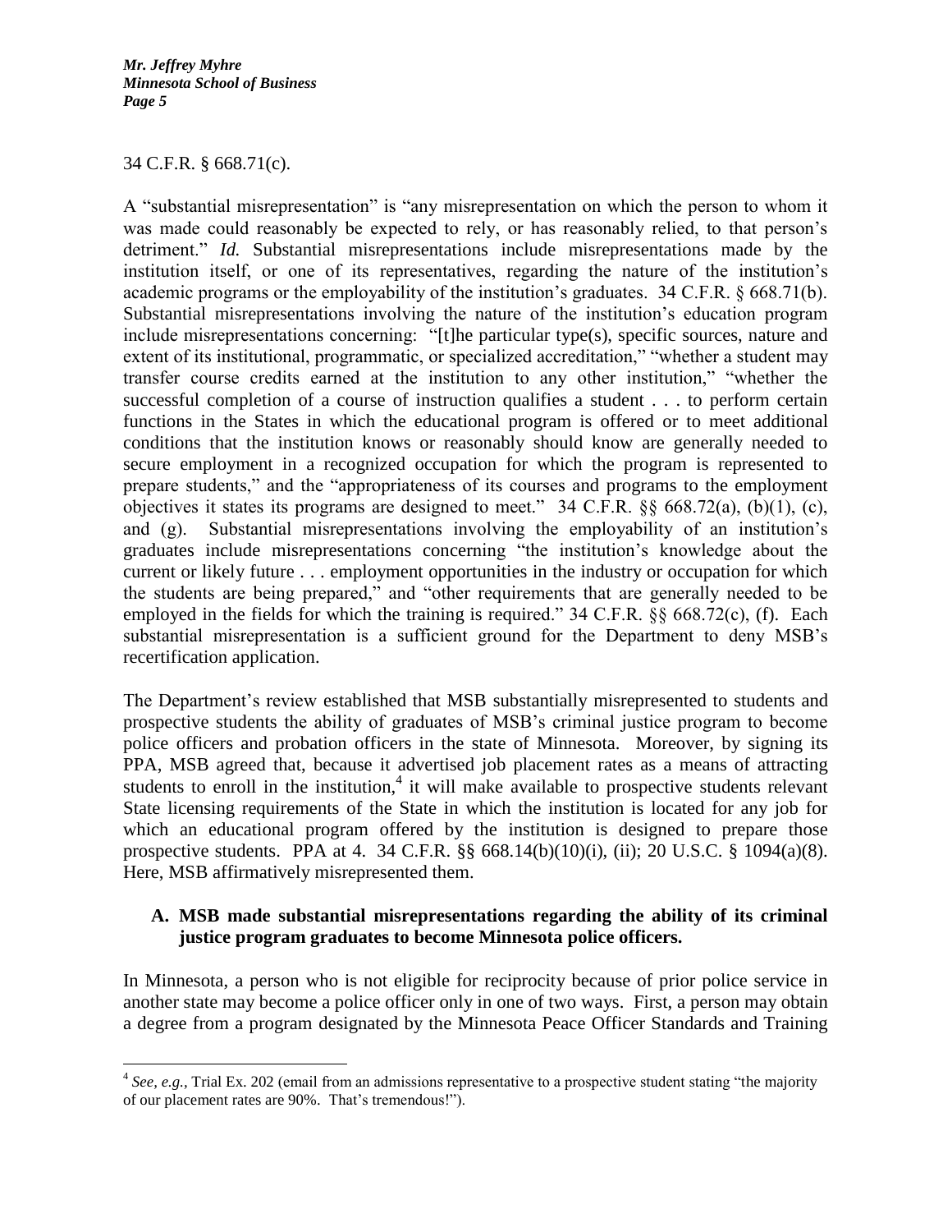34 C.F.R. § 668.71(c).

A "substantial misrepresentation" is "any misrepresentation on which the person to whom it was made could reasonably be expected to rely, or has reasonably relied, to that person's detriment." *Id.* Substantial misrepresentations include misrepresentations made by the institution itself, or one of its representatives, regarding the nature of the institution's academic programs or the employability of the institution's graduates. 34 C.F.R. § 668.71(b). Substantial misrepresentations involving the nature of the institution's education program include misrepresentations concerning: "[t]he particular type(s), specific sources, nature and extent of its institutional, programmatic, or specialized accreditation," "whether a student may transfer course credits earned at the institution to any other institution," "whether the successful completion of a course of instruction qualifies a student . . . to perform certain functions in the States in which the educational program is offered or to meet additional conditions that the institution knows or reasonably should know are generally needed to secure employment in a recognized occupation for which the program is represented to prepare students," and the "appropriateness of its courses and programs to the employment objectives it states its programs are designed to meet." 34 C.F.R. §§ 668.72(a), (b)(1), (c), and (g). Substantial misrepresentations involving the employability of an institution's graduates include misrepresentations concerning "the institution's knowledge about the current or likely future . . . employment opportunities in the industry or occupation for which the students are being prepared," and "other requirements that are generally needed to be employed in the fields for which the training is required." 34 C.F.R. §§ 668.72(c), (f). Each substantial misrepresentation is a sufficient ground for the Department to deny MSB's recertification application.

The Department's review established that MSB substantially misrepresented to students and prospective students the ability of graduates of MSB's criminal justice program to become police officers and probation officers in the state of Minnesota. Moreover, by signing its PPA, MSB agreed that, because it advertised job placement rates as a means of attracting students to enroll in the institution,[4] it will make available to prospective students relevant State licensing requirements of the State in which the institution is located for any job for which an educational program offered by the institution is designed to prepare those prospective students. PPA at 4. 34 C.F.R. §§ 668.14(b)(10)(i), (ii); 20 U.S.C. § 1094(a)(8). Here, MSB affirmatively misrepresented them.

### A. MSB made substantial misrepresentations regarding the ability of its criminal justice program graduates to become Minnesota police officers.

In Minnesota, a person who is not eligible for reciprocity because of prior police service in another state may become a police officer only in one of two ways. First, a person may obtain a degree from a program designated by the Minnesota Peace Officer Standards and Training

[4] *See, e.g.*, Trial Ex. 202 (email from an admissions representative to a prospective student stating "the majority of our placement rates are 90%. That's tremendous!").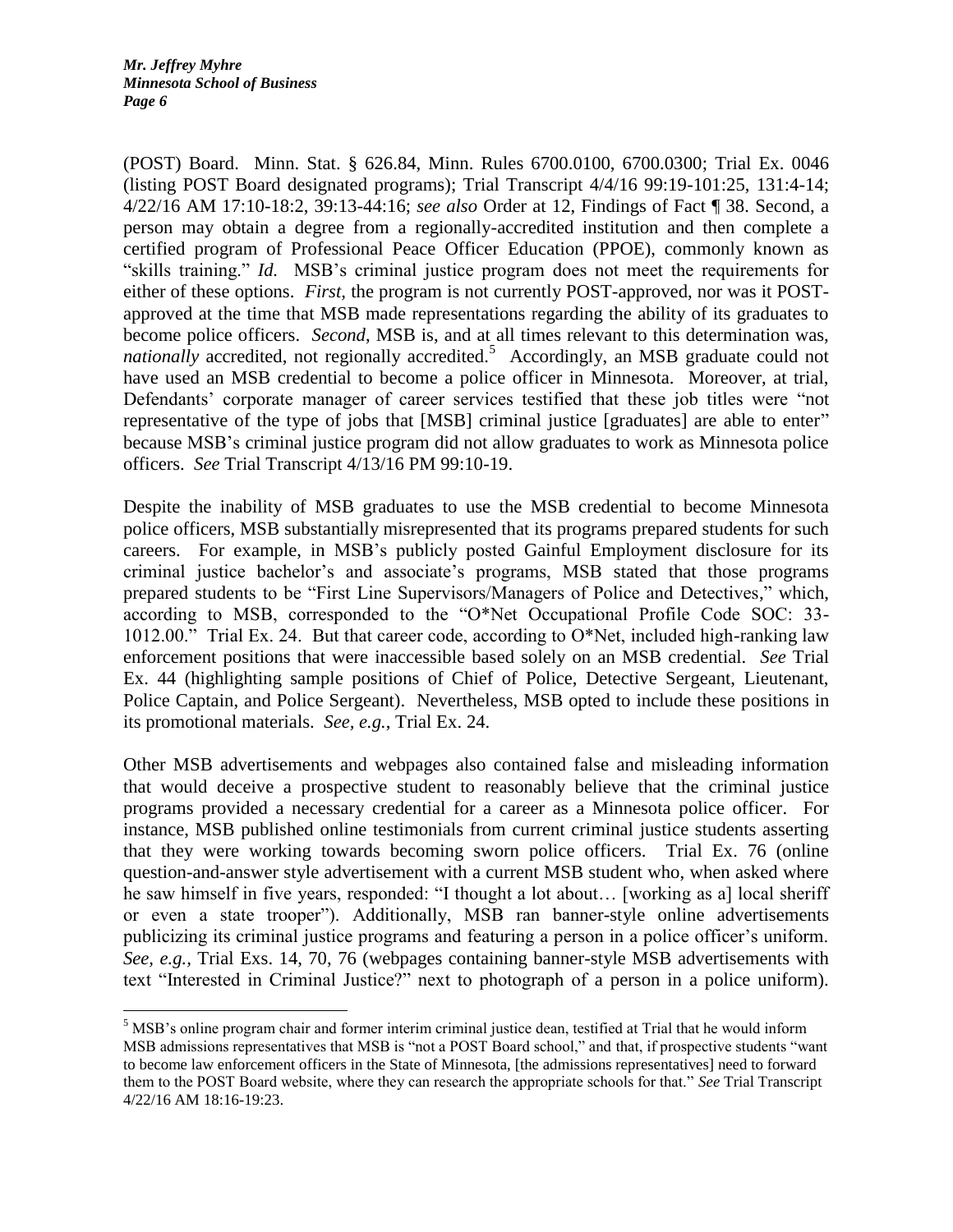(POST) Board. Minn. Stat. § 626.84, Minn. Rules 6700.0100, 6700.0300; Trial Ex. 0046 (listing POST Board designated programs); Trial Transcript 4/4/16 99:19-101:25, 131:4-14; 4/22/16 AM 17:10-18:2, 39:13-44:16; *see also* Order at 12, Findings of Fact ¶ 38. Second, a person may obtain a degree from a regionally-accredited institution and then complete a certified program of Professional Peace Officer Education (PPOE), commonly known as "skills training." *Id.* MSB's criminal justice program does not meet the requirements for either of these options. *First*, the program is not currently POST-approved, nor was it POST-approved at the time that MSB made representations regarding the ability of its graduates to become police officers. *Second*, MSB is, and at all times relevant to this determination was, *nationally* accredited, not regionally accredited.[5] Accordingly, an MSB graduate could not have used an MSB credential to become a police officer in Minnesota. Moreover, at trial, Defendants' corporate manager of career services testified that these job titles were "not representative of the type of jobs that [MSB] criminal justice [graduates] are able to enter" because MSB's criminal justice program did not allow graduates to work as Minnesota police officers. *See* Trial Transcript 4/13/16 PM 99:10-19.

Despite the inability of MSB graduates to use the MSB credential to become Minnesota police officers, MSB substantially misrepresented that its programs prepared students for such careers. For example, in MSB's publicly posted Gainful Employment disclosure for its criminal justice bachelor's and associate's programs, MSB stated that those programs prepared students to be "First Line Supervisors/Managers of Police and Detectives," which, according to MSB, corresponded to the "O*Net Occupational Profile Code SOC: 33-1012.00." Trial Ex. 24. But that career code, according to O*Net, included high-ranking law enforcement positions that were inaccessible based solely on an MSB credential. *See* Trial Ex. 44 (highlighting sample positions of Chief of Police, Detective Sergeant, Lieutenant, Police Captain, and Police Sergeant). Nevertheless, MSB opted to include these positions in its promotional materials. *See, e.g.*, Trial Ex. 24.

Other MSB advertisements and webpages also contained false and misleading information that would deceive a prospective student to reasonably believe that the criminal justice programs provided a necessary credential for a career as a Minnesota police officer. For instance, MSB published online testimonials from current criminal justice students asserting that they were working towards becoming sworn police officers. Trial Ex. 76 (online question-and-answer style advertisement with a current MSB student who, when asked where he saw himself in five years, responded: "I thought a lot about… [working as a] local sheriff or even a state trooper"). Additionally, MSB ran banner-style online advertisements publicizing its criminal justice programs and featuring a person in a police officer's uniform. *See, e.g.*, Trial Exs. 14, 70, 76 (webpages containing banner-style MSB advertisements with text "Interested in Criminal Justice?" next to photograph of a person in a police uniform).

[5] MSB's online program chair and former interim criminal justice dean, testified at Trial that he would inform MSB admissions representatives that MSB is "not a POST Board school," and that, if prospective students "want to become law enforcement officers in the State of Minnesota, [the admissions representatives] need to forward them to the POST Board website, where they can research the appropriate schools for that." *See* Trial Transcript 4/22/16 AM 18:16-19:23.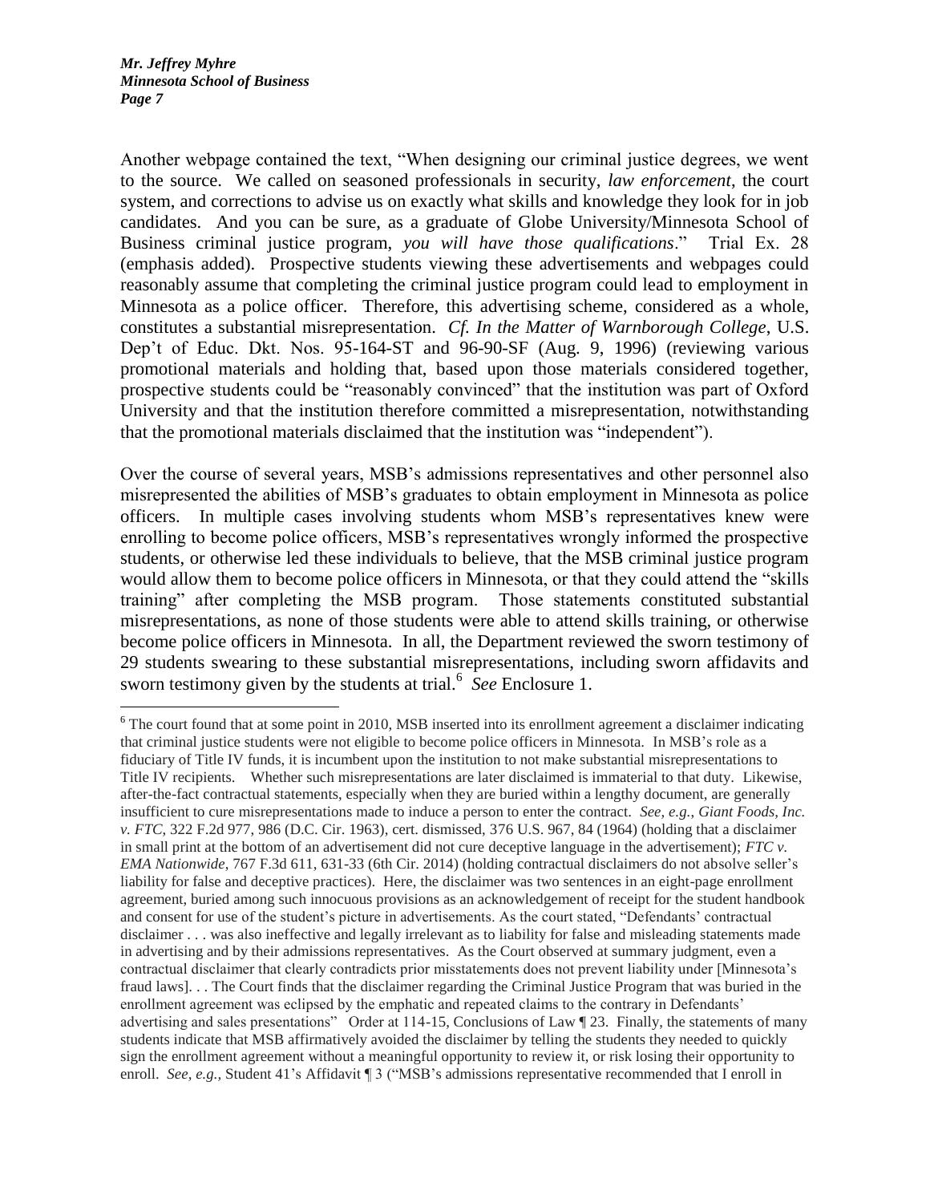Another webpage contained the text, "When designing our criminal justice degrees, we went to the source. We called on seasoned professionals in security, *law enforcement*, the court system, and corrections to advise us on exactly what skills and knowledge they look for in job candidates. And you can be sure, as a graduate of Globe University/Minnesota School of Business criminal justice program, *you will have those qualifications*." Trial Ex. 28 (emphasis added). Prospective students viewing these advertisements and webpages could reasonably assume that completing the criminal justice program could lead to employment in Minnesota as a police officer. Therefore, this advertising scheme, considered as a whole, constitutes a substantial misrepresentation. *Cf. In the Matter of Warnborough College*, U.S. Dep't of Educ. Dkt. Nos. 95-164-ST and 96-90-SF (Aug. 9, 1996) (reviewing various promotional materials and holding that, based upon those materials considered together, prospective students could be "reasonably convinced" that the institution was part of Oxford University and that the institution therefore committed a misrepresentation, notwithstanding that the promotional materials disclaimed that the institution was "independent").

Over the course of several years, MSB's admissions representatives and other personnel also misrepresented the abilities of MSB's graduates to obtain employment in Minnesota as police officers. In multiple cases involving students whom MSB's representatives knew were enrolling to become police officers, MSB's representatives wrongly informed the prospective students, or otherwise led these individuals to believe, that the MSB criminal justice program would allow them to become police officers in Minnesota, or that they could attend the "skills training" after completing the MSB program. Those statements constituted substantial misrepresentations, as none of those students were able to attend skills training, or otherwise become police officers in Minnesota. In all, the Department reviewed the sworn testimony of 29 students swearing to these substantial misrepresentations, including sworn affidavits and sworn testimony given by the students at trial.[6] *See* Enclosure 1.

---

[6] The court found that at some point in 2010, MSB inserted into its enrollment agreement a disclaimer indicating that criminal justice students were not eligible to become police officers in Minnesota. In MSB's role as a fiduciary of Title IV funds, it is incumbent upon the institution to not make substantial misrepresentations to Title IV recipients. Whether such misrepresentations are later disclaimed is immaterial to that duty. Likewise, after-the-fact contractual statements, especially when they are buried within a lengthy document, are generally insufficient to cure misrepresentations made to induce a person to enter the contract. *See, e.g., Giant Foods, Inc. v. FTC*, 322 F.2d 977, 986 (D.C. Cir. 1963), cert. dismissed, 376 U.S. 967, 84 (1964) (holding that a disclaimer in small print at the bottom of an advertisement did not cure deceptive language in the advertisement); *FTC v. EMA Nationwide*, 767 F.3d 611, 631-33 (6th Cir. 2014) (holding contractual disclaimers do not absolve seller's liability for false and deceptive practices). Here, the disclaimer was two sentences in an eight-page enrollment agreement, buried among such innocuous provisions as an acknowledgement of receipt for the student handbook and consent for use of the student's picture in advertisements. As the court stated, "Defendants' contractual disclaimer . . . was also ineffective and legally irrelevant as to liability for false and misleading statements made in advertising and by their admissions representatives. As the Court observed at summary judgment, even a contractual disclaimer that clearly contradicts prior misstatements does not prevent liability under [Minnesota's fraud laws]. . . The Court finds that the disclaimer regarding the Criminal Justice Program that was buried in the enrollment agreement was eclipsed by the emphatic and repeated claims to the contrary in Defendants' advertising and sales presentations" Order at 114-15, Conclusions of Law ¶ 23. Finally, the statements of many students indicate that MSB affirmatively avoided the disclaimer by telling the students they needed to quickly sign the enrollment agreement without a meaningful opportunity to review it, or risk losing their opportunity to enroll. *See, e.g.,* Student 41's Affidavit ¶ 3 ("MSB's admissions representative recommended that I enroll in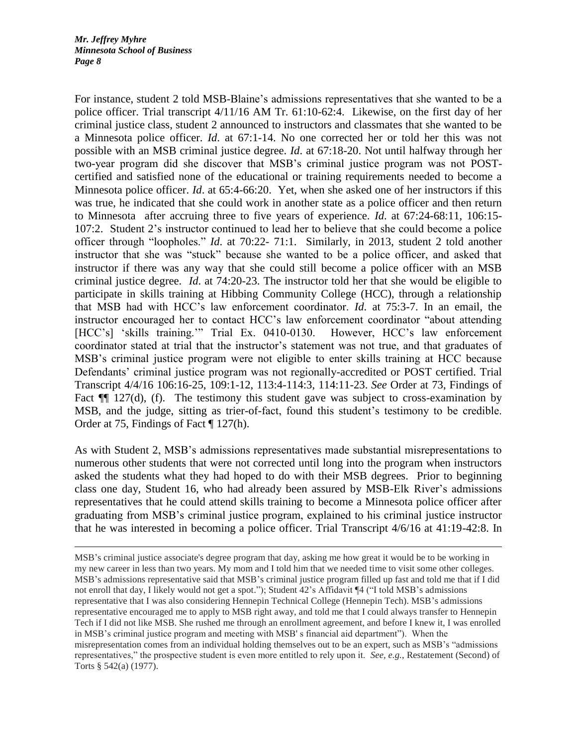For instance, student 2 told MSB-Blaine's admissions representatives that she wanted to be a police officer. Trial transcript 4/11/16 AM Tr. 61:10-62:4. Likewise, on the first day of her criminal justice class, student 2 announced to instructors and classmates that she wanted to be a Minnesota police officer. *Id*. at 67:1-14. No one corrected her or told her this was not possible with an MSB criminal justice degree. *Id*. at 67:18-20. Not until halfway through her two-year program did she discover that MSB's criminal justice program was not POST-certified and satisfied none of the educational or training requirements needed to become a Minnesota police officer. *Id*. at 65:4-66:20. Yet, when she asked one of her instructors if this was true, he indicated that she could work in another state as a police officer and then return to Minnesota after accruing three to five years of experience. *Id*. at 67:24-68:11, 106:15-107:2. Student 2's instructor continued to lead her to believe that she could become a police officer through "loopholes." *Id*. at 70:22- 71:1. Similarly, in 2013, student 2 told another instructor that she was "stuck" because she wanted to be a police officer, and asked that instructor if there was any way that she could still become a police officer with an MSB criminal justice degree. *Id*. at 74:20-23. The instructor told her that she would be eligible to participate in skills training at Hibbing Community College (HCC), through a relationship that MSB had with HCC's law enforcement coordinator. *Id*. at 75:3-7. In an email, the instructor encouraged her to contact HCC's law enforcement coordinator "about attending [HCC's] 'skills training.'" Trial Ex. 0410-0130. However, HCC's law enforcement coordinator stated at trial that the instructor's statement was not true, and that graduates of MSB's criminal justice program were not eligible to enter skills training at HCC because Defendants' criminal justice program was not regionally-accredited or POST certified. Trial Transcript 4/4/16 106:16-25, 109:1-12, 113:4-114:3, 114:11-23. *See* Order at 73, Findings of Fact ¶¶ 127(d), (f). The testimony this student gave was subject to cross-examination by MSB, and the judge, sitting as trier-of-fact, found this student's testimony to be credible. Order at 75, Findings of Fact ¶ 127(h).

As with Student 2, MSB's admissions representatives made substantial misrepresentations to numerous other students that were not corrected until long into the program when instructors asked the students what they had hoped to do with their MSB degrees. Prior to beginning class one day, Student 16, who had already been assured by MSB-Elk River's admissions representatives that he could attend skills training to become a Minnesota police officer after graduating from MSB's criminal justice program, explained to his criminal justice instructor that he was interested in becoming a police officer. Trial Transcript 4/6/16 at 41:19-42:8. In

---

MSB's criminal justice associate's degree program that day, asking me how great it would be to be working in my new career in less than two years. My mom and I told him that we needed time to visit some other colleges. MSB's admissions representative said that MSB's criminal justice program filled up fast and told me that if I did not enroll that day, I likely would not get a spot."); Student 42's Affidavit ¶4 ("I told MSB's admissions representative that I was also considering Hennepin Technical College (Hennepin Tech). MSB's admissions representative encouraged me to apply to MSB right away, and told me that I could always transfer to Hennepin Tech if I did not like MSB. She rushed me through an enrollment agreement, and before I knew it, I was enrolled in MSB's criminal justice program and meeting with MSB' s financial aid department"). When the misrepresentation comes from an individual holding themselves out to be an expert, such as MSB's "admissions representatives," the prospective student is even more entitled to rely upon it. *See, e.g.,* Restatement (Second) of Torts § 542(a) (1977).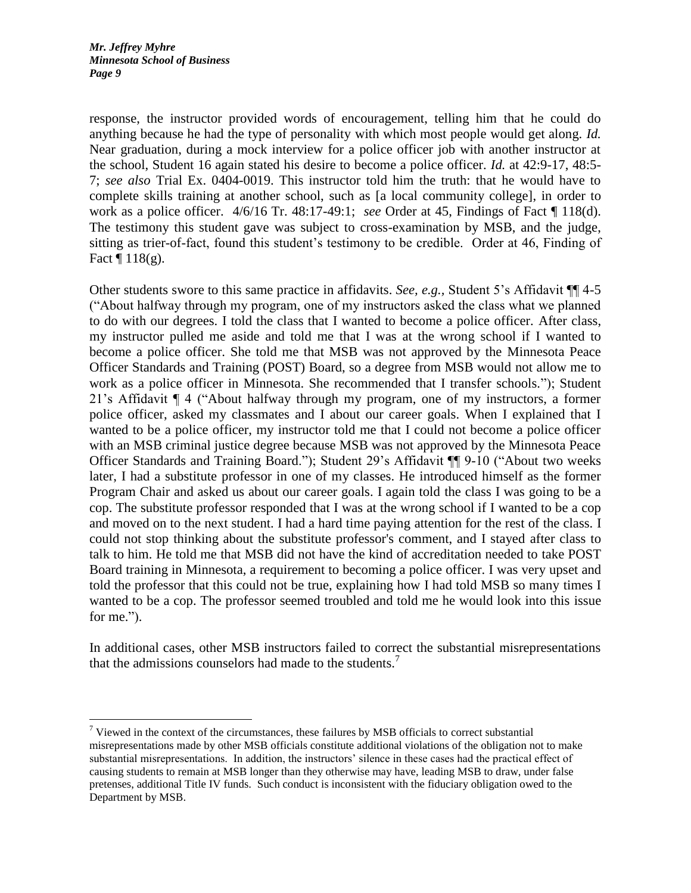response, the instructor provided words of encouragement, telling him that he could do anything because he had the type of personality with which most people would get along. *Id.* Near graduation, during a mock interview for a police officer job with another instructor at the school, Student 16 again stated his desire to become a police officer. *Id.* at 42:9-17, 48:5-7; *see also* Trial Ex. 0404-0019. This instructor told him the truth: that he would have to complete skills training at another school, such as [a local community college], in order to work as a police officer. 4/6/16 Tr. 48:17-49:1; *see* Order at 45, Findings of Fact ¶ 118(d). The testimony this student gave was subject to cross-examination by MSB, and the judge, sitting as trier-of-fact, found this student's testimony to be credible. Order at 46, Finding of Fact ¶ 118(g).

Other students swore to this same practice in affidavits. *See, e.g.,* Student 5's Affidavit ¶¶ 4-5 ("About halfway through my program, one of my instructors asked the class what we planned to do with our degrees. I told the class that I wanted to become a police officer. After class, my instructor pulled me aside and told me that I was at the wrong school if I wanted to become a police officer. She told me that MSB was not approved by the Minnesota Peace Officer Standards and Training (POST) Board, so a degree from MSB would not allow me to work as a police officer in Minnesota. She recommended that I transfer schools."); Student 21's Affidavit ¶ 4 ("About halfway through my program, one of my instructors, a former police officer, asked my classmates and I about our career goals. When I explained that I wanted to be a police officer, my instructor told me that I could not become a police officer with an MSB criminal justice degree because MSB was not approved by the Minnesota Peace Officer Standards and Training Board."); Student 29's Affidavit ¶¶ 9-10 ("About two weeks later, I had a substitute professor in one of my classes. He introduced himself as the former Program Chair and asked us about our career goals. I again told the class I was going to be a cop. The substitute professor responded that I was at the wrong school if I wanted to be a cop and moved on to the next student. I had a hard time paying attention for the rest of the class. I could not stop thinking about the substitute professor's comment, and I stayed after class to talk to him. He told me that MSB did not have the kind of accreditation needed to take POST Board training in Minnesota, a requirement to becoming a police officer. I was very upset and told the professor that this could not be true, explaining how I had told MSB so many times I wanted to be a cop. The professor seemed troubled and told me he would look into this issue for me.").

In additional cases, other MSB instructors failed to correct the substantial misrepresentations that the admissions counselors had made to the students.[7]

[7] Viewed in the context of the circumstances, these failures by MSB officials to correct substantial misrepresentations made by other MSB officials constitute additional violations of the obligation not to make substantial misrepresentations. In addition, the instructors' silence in these cases had the practical effect of causing students to remain at MSB longer than they otherwise may have, leading MSB to draw, under false pretenses, additional Title IV funds. Such conduct is inconsistent with the fiduciary obligation owed to the Department by MSB.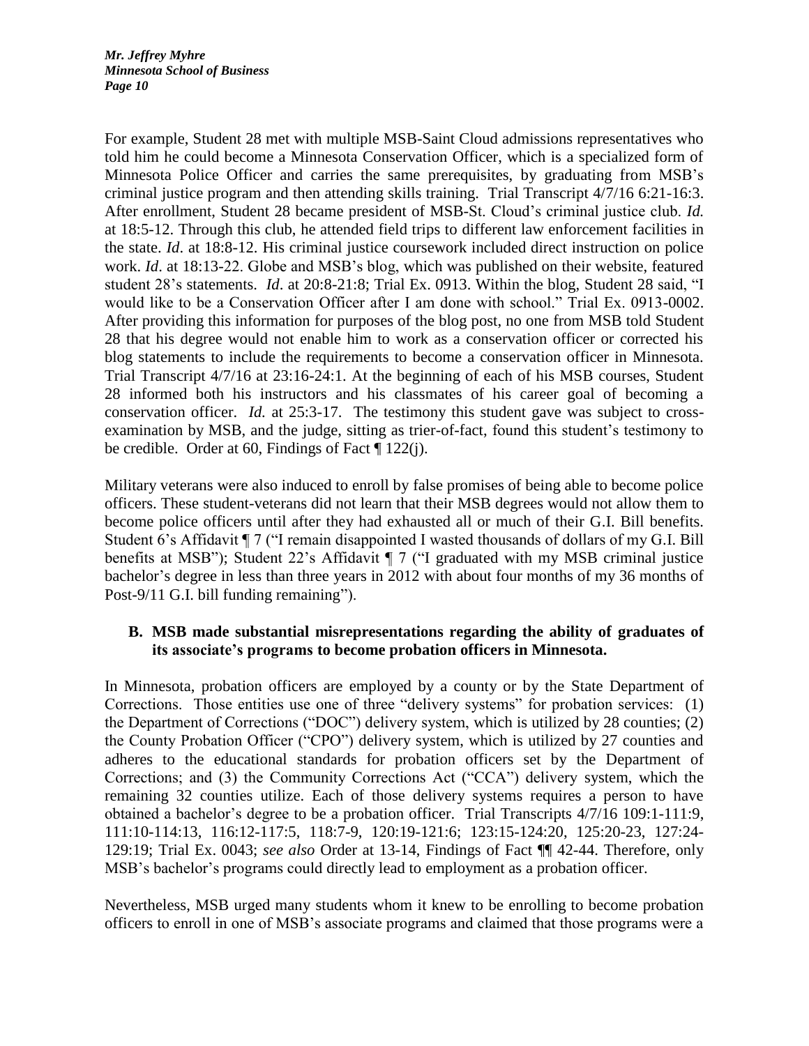For example, Student 28 met with multiple MSB-Saint Cloud admissions representatives who told him he could become a Minnesota Conservation Officer, which is a specialized form of Minnesota Police Officer and carries the same prerequisites, by graduating from MSB's criminal justice program and then attending skills training. Trial Transcript 4/7/16 6:21-16:3. After enrollment, Student 28 became president of MSB-St. Cloud's criminal justice club. *Id.* at 18:5-12. Through this club, he attended field trips to different law enforcement facilities in the state. *Id*. at 18:8-12. His criminal justice coursework included direct instruction on police work. *Id*. at 18:13-22. Globe and MSB's blog, which was published on their website, featured student 28's statements. *Id*. at 20:8-21:8; Trial Ex. 0913. Within the blog, Student 28 said, "I would like to be a Conservation Officer after I am done with school." Trial Ex. 0913-0002. After providing this information for purposes of the blog post, no one from MSB told Student 28 that his degree would not enable him to work as a conservation officer or corrected his blog statements to include the requirements to become a conservation officer in Minnesota. Trial Transcript 4/7/16 at 23:16-24:1. At the beginning of each of his MSB courses, Student 28 informed both his instructors and his classmates of his career goal of becoming a conservation officer. *Id.* at 25:3-17. The testimony this student gave was subject to cross-examination by MSB, and the judge, sitting as trier-of-fact, found this student's testimony to be credible. Order at 60, Findings of Fact ¶ 122(j).

Military veterans were also induced to enroll by false promises of being able to become police officers. These student-veterans did not learn that their MSB degrees would not allow them to become police officers until after they had exhausted all or much of their G.I. Bill benefits. Student 6's Affidavit ¶ 7 ("I remain disappointed I wasted thousands of dollars of my G.I. Bill benefits at MSB"); Student 22's Affidavit ¶ 7 ("I graduated with my MSB criminal justice bachelor's degree in less than three years in 2012 with about four months of my 36 months of Post-9/11 G.I. bill funding remaining").

**B. MSB made substantial misrepresentations regarding the ability of graduates of its associate's programs to become probation officers in Minnesota.**

In Minnesota, probation officers are employed by a county or by the State Department of Corrections. Those entities use one of three "delivery systems" for probation services: (1) the Department of Corrections ("DOC") delivery system, which is utilized by 28 counties; (2) the County Probation Officer ("CPO") delivery system, which is utilized by 27 counties and adheres to the educational standards for probation officers set by the Department of Corrections; and (3) the Community Corrections Act ("CCA") delivery system, which the remaining 32 counties utilize. Each of those delivery systems requires a person to have obtained a bachelor's degree to be a probation officer. Trial Transcripts 4/7/16 109:1-111:9, 111:10-114:13, 116:12-117:5, 118:7-9, 120:19-121:6; 123:15-124:20, 125:20-23, 127:24-129:19; Trial Ex. 0043; *see also* Order at 13-14, Findings of Fact ¶¶ 42-44. Therefore, only MSB's bachelor's programs could directly lead to employment as a probation officer.

Nevertheless, MSB urged many students whom it knew to be enrolling to become probation officers to enroll in one of MSB's associate programs and claimed that those programs were a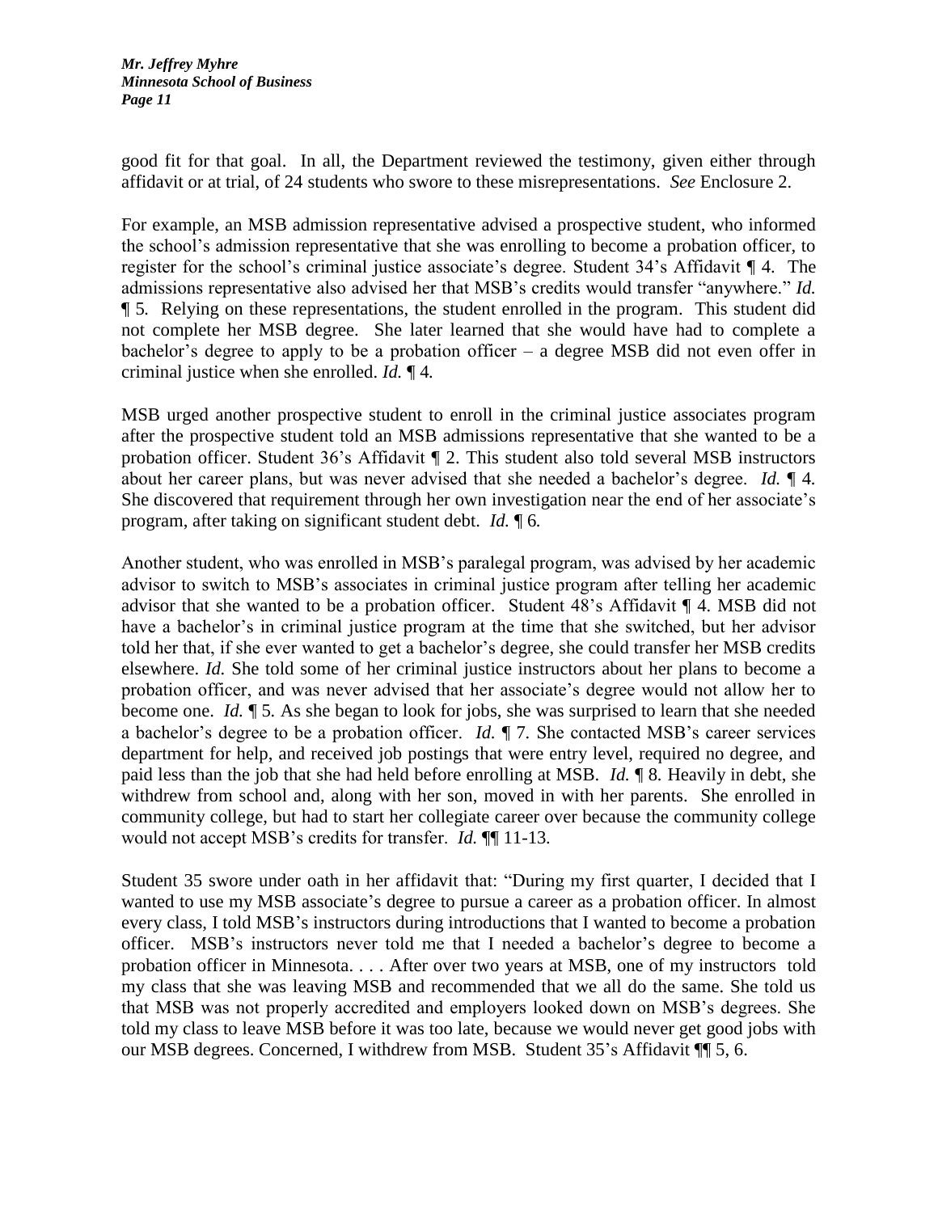good fit for that goal. In all, the Department reviewed the testimony, given either through affidavit or at trial, of 24 students who swore to these misrepresentations. *See* Enclosure 2.

For example, an MSB admission representative advised a prospective student, who informed the school's admission representative that she was enrolling to become a probation officer, to register for the school's criminal justice associate's degree. Student 34's Affidavit ¶ 4. The admissions representative also advised her that MSB's credits would transfer "anywhere." *Id.* ¶ 5. Relying on these representations, the student enrolled in the program. This student did not complete her MSB degree. She later learned that she would have had to complete a bachelor's degree to apply to be a probation officer – a degree MSB did not even offer in criminal justice when she enrolled. *Id.* ¶ 4.

MSB urged another prospective student to enroll in the criminal justice associates program after the prospective student told an MSB admissions representative that she wanted to be a probation officer. Student 36's Affidavit ¶ 2. This student also told several MSB instructors about her career plans, but was never advised that she needed a bachelor's degree. *Id.* ¶ 4. She discovered that requirement through her own investigation near the end of her associate's program, after taking on significant student debt. *Id.* ¶ 6.

Another student, who was enrolled in MSB's paralegal program, was advised by her academic advisor to switch to MSB's associates in criminal justice program after telling her academic advisor that she wanted to be a probation officer. Student 48's Affidavit ¶ 4. MSB did not have a bachelor's in criminal justice program at the time that she switched, but her advisor told her that, if she ever wanted to get a bachelor's degree, she could transfer her MSB credits elsewhere. *Id.* She told some of her criminal justice instructors about her plans to become a probation officer, and was never advised that her associate's degree would not allow her to become one. *Id.* ¶ 5. As she began to look for jobs, she was surprised to learn that she needed a bachelor's degree to be a probation officer. *Id.* ¶ 7. She contacted MSB's career services department for help, and received job postings that were entry level, required no degree, and paid less than the job that she had held before enrolling at MSB. *Id.* ¶ 8. Heavily in debt, she withdrew from school and, along with her son, moved in with her parents. She enrolled in community college, but had to start her collegiate career over because the community college would not accept MSB's credits for transfer. *Id.* ¶¶ 11-13.

Student 35 swore under oath in her affidavit that: "During my first quarter, I decided that I wanted to use my MSB associate's degree to pursue a career as a probation officer. In almost every class, I told MSB's instructors during introductions that I wanted to become a probation officer. MSB's instructors never told me that I needed a bachelor's degree to become a probation officer in Minnesota. . . . After over two years at MSB, one of my instructors told my class that she was leaving MSB and recommended that we all do the same. She told us that MSB was not properly accredited and employers looked down on MSB's degrees. She told my class to leave MSB before it was too late, because we would never get good jobs with our MSB degrees. Concerned, I withdrew from MSB. Student 35's Affidavit ¶¶ 5, 6.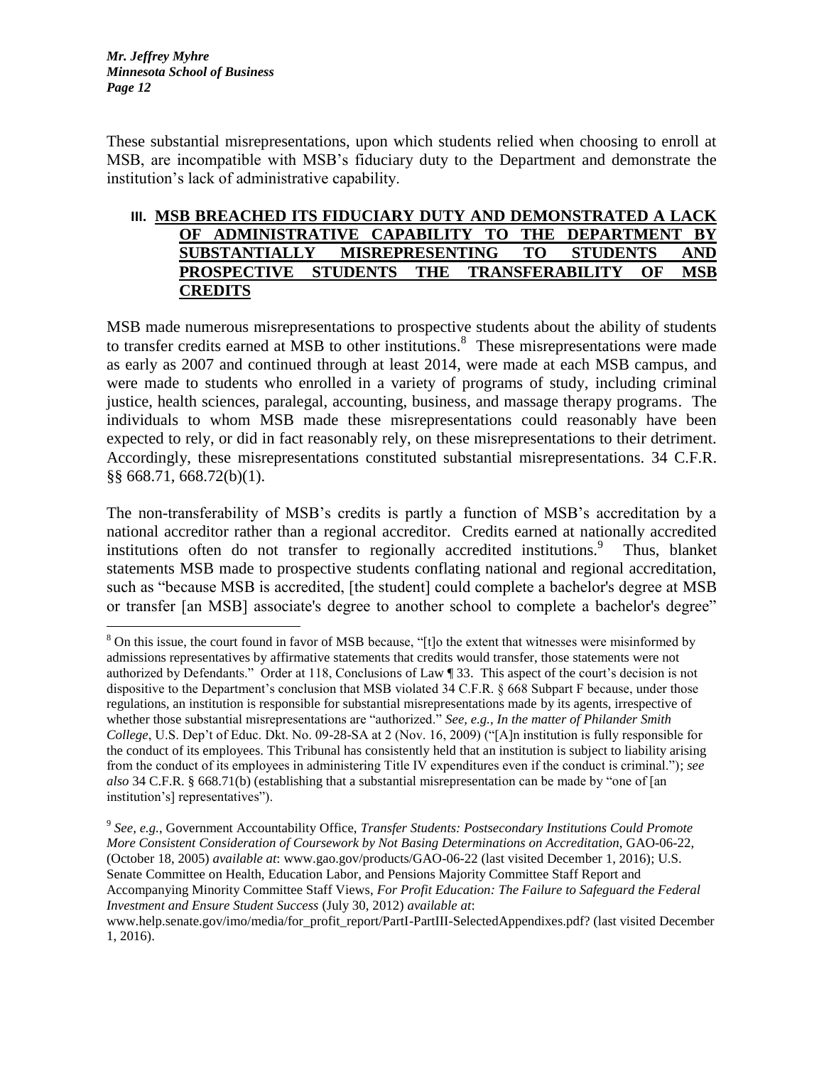These substantial misrepresentations, upon which students relied when choosing to enroll at MSB, are incompatible with MSB's fiduciary duty to the Department and demonstrate the institution's lack of administrative capability.

## III. MSB BREACHED ITS FIDUCIARY DUTY AND DEMONSTRATED A LACK OF ADMINISTRATIVE CAPABILITY TO THE DEPARTMENT BY SUBSTANTIALLY MISREPRESENTING TO STUDENTS AND PROSPECTIVE STUDENTS THE TRANSFERABILITY OF MSB CREDITS

MSB made numerous misrepresentations to prospective students about the ability of students to transfer credits earned at MSB to other institutions.[8] These misrepresentations were made as early as 2007 and continued through at least 2014, were made at each MSB campus, and were made to students who enrolled in a variety of programs of study, including criminal justice, health sciences, paralegal, accounting, business, and massage therapy programs. The individuals to whom MSB made these misrepresentations could reasonably have been expected to rely, or did in fact reasonably rely, on these misrepresentations to their detriment. Accordingly, these misrepresentations constituted substantial misrepresentations. 34 C.F.R. §§ 668.71, 668.72(b)(1).

The non-transferability of MSB's credits is partly a function of MSB's accreditation by a national accreditor rather than a regional accreditor. Credits earned at nationally accredited institutions often do not transfer to regionally accredited institutions.[9] Thus, blanket statements MSB made to prospective students conflating national and regional accreditation, such as "because MSB is accredited, [the student] could complete a bachelor's degree at MSB or transfer [an MSB] associate's degree to another school to complete a bachelor's degree"

---

[8] On this issue, the court found in favor of MSB because, "[t]o the extent that witnesses were misinformed by admissions representatives by affirmative statements that credits would transfer, those statements were not authorized by Defendants." Order at 118, Conclusions of Law ¶ 33. This aspect of the court's decision is not dispositive to the Department's conclusion that MSB violated 34 C.F.R. § 668 Subpart F because, under those regulations, an institution is responsible for substantial misrepresentations made by its agents, irrespective of whether those substantial misrepresentations are "authorized." *See, e.g., In the matter of Philander Smith College*, U.S. Dep't of Educ. Dkt. No. 09-28-SA at 2 (Nov. 16, 2009) ("[A]n institution is fully responsible for the conduct of its employees. This Tribunal has consistently held that an institution is subject to liability arising from the conduct of its employees in administering Title IV expenditures even if the conduct is criminal."); *see also* 34 C.F.R. § 668.71(b) (establishing that a substantial misrepresentation can be made by "one of [an institution's] representatives").

[9] *See, e.g.*, Government Accountability Office, *Transfer Students: Postsecondary Institutions Could Promote More Consistent Consideration of Coursework by Not Basing Determinations on Accreditation*, GAO-06-22, (October 18, 2005) *available at*: www.gao.gov/products/GAO-06-22 (last visited December 1, 2016); U.S. Senate Committee on Health, Education Labor, and Pensions Majority Committee Staff Report and Accompanying Minority Committee Staff Views, *For Profit Education: The Failure to Safeguard the Federal Investment and Ensure Student Success* (July 30, 2012) *available at*: www.help.senate.gov/imo/media/for_profit_report/PartI-PartIII-SelectedAppendixes.pdf? (last visited December 1, 2016).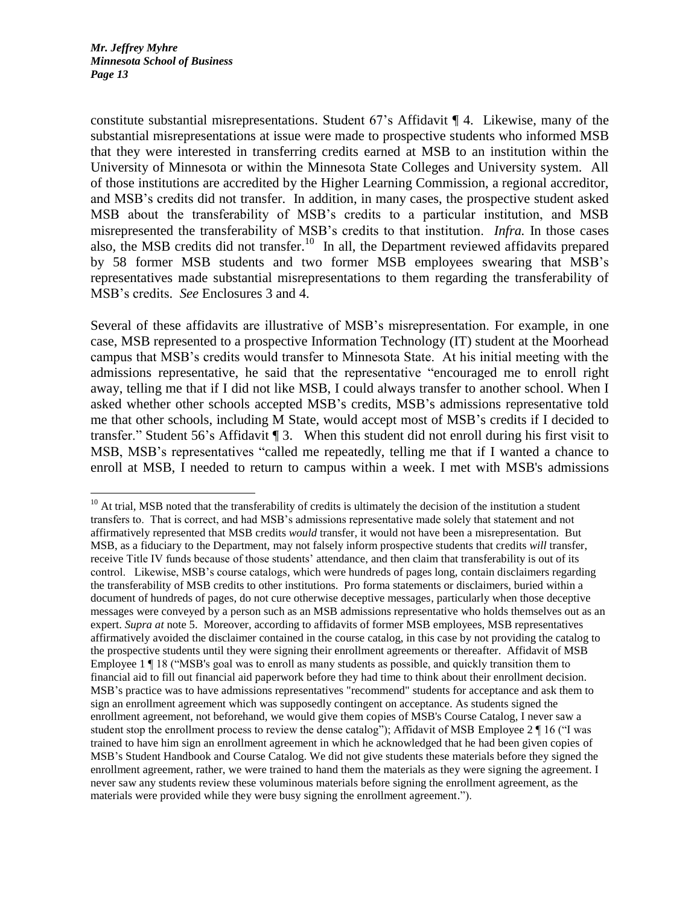constitute substantial misrepresentations. Student 67's Affidavit ¶ 4. Likewise, many of the substantial misrepresentations at issue were made to prospective students who informed MSB that they were interested in transferring credits earned at MSB to an institution within the University of Minnesota or within the Minnesota State Colleges and University system. All of those institutions are accredited by the Higher Learning Commission, a regional accreditor, and MSB's credits did not transfer. In addition, in many cases, the prospective student asked MSB about the transferability of MSB's credits to a particular institution, and MSB misrepresented the transferability of MSB's credits to that institution. *Infra.* In those cases also, the MSB credits did not transfer.[10] In all, the Department reviewed affidavits prepared by 58 former MSB students and two former MSB employees swearing that MSB's representatives made substantial misrepresentations to them regarding the transferability of MSB's credits. *See* Enclosures 3 and 4.

Several of these affidavits are illustrative of MSB's misrepresentation. For example, in one case, MSB represented to a prospective Information Technology (IT) student at the Moorhead campus that MSB's credits would transfer to Minnesota State. At his initial meeting with the admissions representative, he said that the representative "encouraged me to enroll right away, telling me that if I did not like MSB, I could always transfer to another school. When I asked whether other schools accepted MSB's credits, MSB's admissions representative told me that other schools, including M State, would accept most of MSB's credits if I decided to transfer." Student 56's Affidavit ¶ 3. When this student did not enroll during his first visit to MSB, MSB's representatives "called me repeatedly, telling me that if I wanted a chance to enroll at MSB, I needed to return to campus within a week. I met with MSB's admissions

[10] At trial, MSB noted that the transferability of credits is ultimately the decision of the institution a student transfers to. That is correct, and had MSB's admissions representative made solely that statement and not affirmatively represented that MSB credits *would* transfer, it would not have been a misrepresentation. But MSB, as a fiduciary to the Department, may not falsely inform prospective students that credits *will* transfer, receive Title IV funds because of those students' attendance, and then claim that transferability is out of its control. Likewise, MSB's course catalogs, which were hundreds of pages long, contain disclaimers regarding the transferability of MSB credits to other institutions. Pro forma statements or disclaimers, buried within a document of hundreds of pages, do not cure otherwise deceptive messages, particularly when those deceptive messages were conveyed by a person such as an MSB admissions representative who holds themselves out as an expert. *Supra at* note 5. Moreover, according to affidavits of former MSB employees, MSB representatives affirmatively avoided the disclaimer contained in the course catalog, in this case by not providing the catalog to the prospective students until they were signing their enrollment agreements or thereafter. Affidavit of MSB Employee 1 ¶ 18 ("MSB's goal was to enroll as many students as possible, and quickly transition them to financial aid to fill out financial aid paperwork before they had time to think about their enrollment decision. MSB's practice was to have admissions representatives "recommend" students for acceptance and ask them to sign an enrollment agreement which was supposedly contingent on acceptance. As students signed the enrollment agreement, not beforehand, we would give them copies of MSB's Course Catalog, I never saw a student stop the enrollment process to review the dense catalog"); Affidavit of MSB Employee 2 ¶ 16 ("I was trained to have him sign an enrollment agreement in which he acknowledged that he had been given copies of MSB's Student Handbook and Course Catalog. We did not give students these materials before they signed the enrollment agreement, rather, we were trained to hand them the materials as they were signing the agreement. I never saw any students review these voluminous materials before signing the enrollment agreement, as the materials were provided while they were busy signing the enrollment agreement.").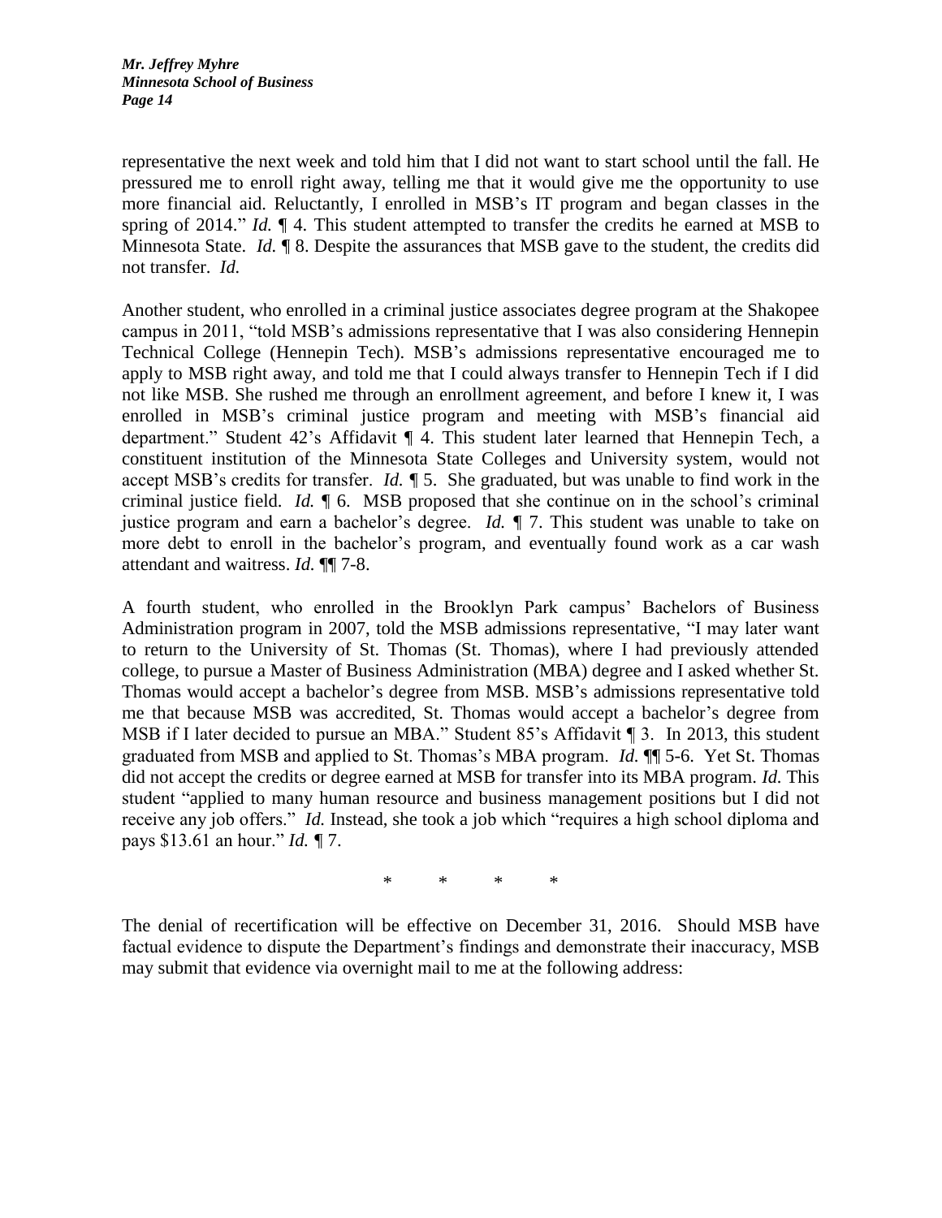representative the next week and told him that I did not want to start school until the fall. He pressured me to enroll right away, telling me that it would give me the opportunity to use more financial aid. Reluctantly, I enrolled in MSB's IT program and began classes in the spring of 2014." *Id.* ¶ 4. This student attempted to transfer the credits he earned at MSB to Minnesota State. *Id.* ¶ 8. Despite the assurances that MSB gave to the student, the credits did not transfer. *Id.*

Another student, who enrolled in a criminal justice associates degree program at the Shakopee campus in 2011, "told MSB's admissions representative that I was also considering Hennepin Technical College (Hennepin Tech). MSB's admissions representative encouraged me to apply to MSB right away, and told me that I could always transfer to Hennepin Tech if I did not like MSB. She rushed me through an enrollment agreement, and before I knew it, I was enrolled in MSB's criminal justice program and meeting with MSB's financial aid department." Student 42's Affidavit ¶ 4. This student later learned that Hennepin Tech, a constituent institution of the Minnesota State Colleges and University system, would not accept MSB's credits for transfer. *Id.* ¶ 5. She graduated, but was unable to find work in the criminal justice field. *Id.* ¶ 6. MSB proposed that she continue on in the school's criminal justice program and earn a bachelor's degree. *Id.* ¶ 7. This student was unable to take on more debt to enroll in the bachelor's program, and eventually found work as a car wash attendant and waitress. *Id.* ¶¶ 7-8.

A fourth student, who enrolled in the Brooklyn Park campus' Bachelors of Business Administration program in 2007, told the MSB admissions representative, "I may later want to return to the University of St. Thomas (St. Thomas), where I had previously attended college, to pursue a Master of Business Administration (MBA) degree and I asked whether St. Thomas would accept a bachelor's degree from MSB. MSB's admissions representative told me that because MSB was accredited, St. Thomas would accept a bachelor's degree from MSB if I later decided to pursue an MBA." Student 85's Affidavit ¶ 3. In 2013, this student graduated from MSB and applied to St. Thomas's MBA program. *Id.* ¶¶ 5-6. Yet St. Thomas did not accept the credits or degree earned at MSB for transfer into its MBA program. *Id.* This student "applied to many human resource and business management positions but I did not receive any job offers." *Id.* Instead, she took a job which "requires a high school diploma and pays $13.61 an hour." *Id.* ¶ 7.

\* \* \* \*

The denial of recertification will be effective on December 31, 2016. Should MSB have factual evidence to dispute the Department's findings and demonstrate their inaccuracy, MSB may submit that evidence via overnight mail to me at the following address: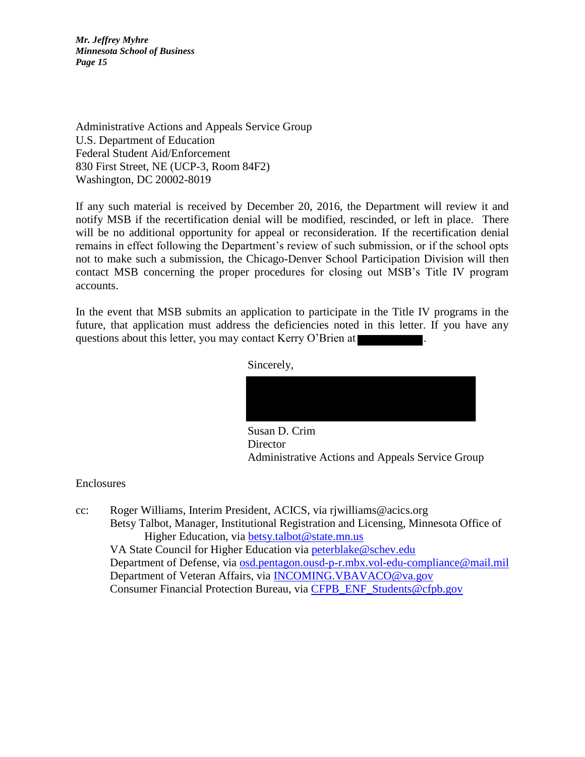Administrative Actions and Appeals Service Group
U.S. Department of Education
Federal Student Aid/Enforcement
830 First Street, NE (UCP-3, Room 84F2)
Washington, DC 20002-8019

If any such material is received by December 20, 2016, the Department will review it and notify MSB if the recertification denial will be modified, rescinded, or left in place. There will be no additional opportunity for appeal or reconsideration. If the recertification denial remains in effect following the Department's review of such submission, or if the school opts not to make such a submission, the Chicago-Denver School Participation Division will then contact MSB concerning the proper procedures for closing out MSB's Title IV program accounts.

In the event that MSB submits an application to participate in the Title IV programs in the future, that application must address the deficiencies noted in this letter. If you have any questions about this letter, you may contact Kerry O'Brien at [REDACTED].

Sincerely,

[REDACTED]

Susan D. Crim
Director
Administrative Actions and Appeals Service Group

Enclosures

cc: Roger Williams, Interim President, ACICS, via rjwilliams@acics.org
Betsy Talbot, Manager, Institutional Registration and Licensing, Minnesota Office of Higher Education, via betsy.talbot@state.mn.us
VA State Council for Higher Education via peterblake@schev.edu
Department of Defense, via osd.pentagon.ousd-p-r.mbx.vol-edu-compliance@mail.mil
Department of Veteran Affairs, via INCOMING.VBAVACO@va.gov
Consumer Financial Protection Bureau, via CFPB_ENF_Students@cfpb.gov